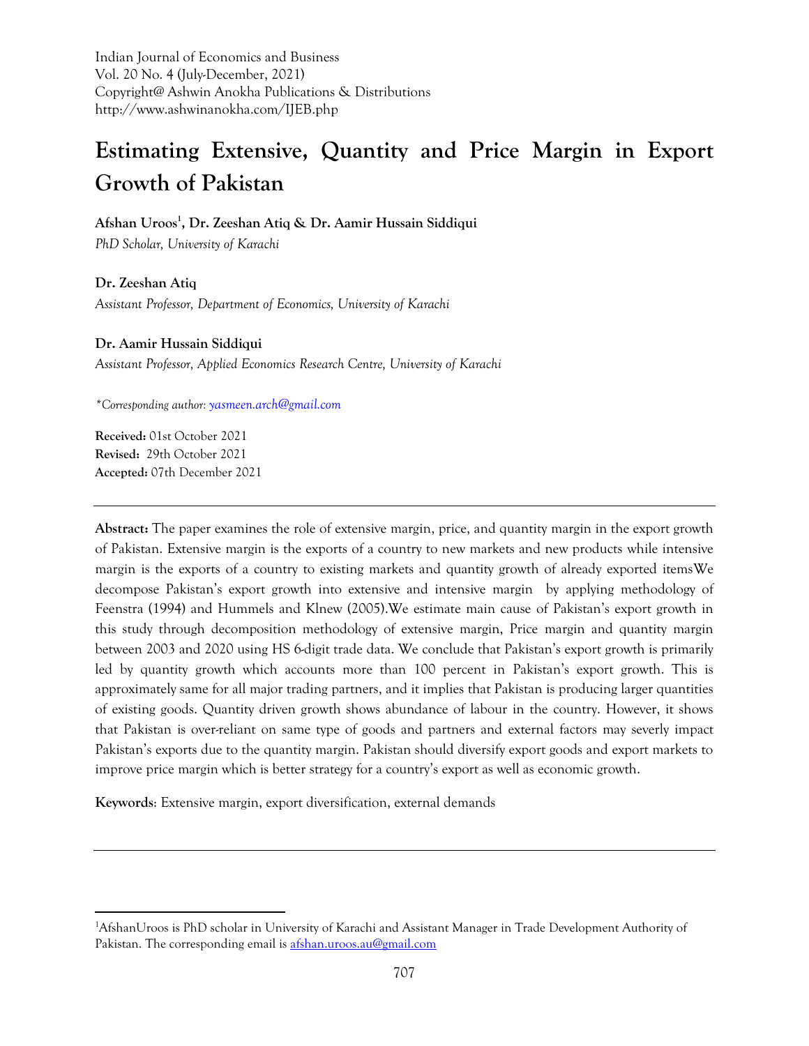Indian Journal of Economics and Business
Vol. 20 No. 4 (July-December, 2021)
Copyright@ Ashwin Anokha Publications & Distributions
http://www.ashwinanokha.com/IJEB.php

# Estimating Extensive, Quantity and Price Margin in Export Growth of Pakistan

**Afshan Uroos[1], Dr. Zeeshan Atiq & Dr. Aamir Hussain Siddiqui**

*PhD Scholar, University of Karachi*

**Dr. Zeeshan Atiq**

*Assistant Professor, Department of Economics, University of Karachi*

**Dr. Aamir Hussain Siddiqui**

*Assistant Professor, Applied Economics Research Centre, University of Karachi*

*\*Corresponding author: yasmeen.arch@gmail.com*

**Received:** 01st October 2021
**Revised:** 29th October 2021
**Accepted:** 07th December 2021

---

**Abstract:** The paper examines the role of extensive margin, price, and quantity margin in the export growth of Pakistan. Extensive margin is the exports of a country to new markets and new products while intensive margin is the exports of a country to existing markets and quantity growth of already exported itemsWe decompose Pakistan's export growth into extensive and intensive margin by applying methodology of Feenstra (1994) and Hummels and Klnew (2005).We estimate main cause of Pakistan's export growth in this study through decomposition methodology of extensive margin, Price margin and quantity margin between 2003 and 2020 using HS 6-digit trade data. We conclude that Pakistan's export growth is primarily led by quantity growth which accounts more than 100 percent in Pakistan's export growth. This is approximately same for all major trading partners, and it implies that Pakistan is producing larger quantities of existing goods. Quantity driven growth shows abundance of labour in the country. However, it shows that Pakistan is over-reliant on same type of goods and partners and external factors may severly impact Pakistan's exports due to the quantity margin. Pakistan should diversify export goods and export markets to improve price margin which is better strategy for a country's export as well as economic growth.

**Keywords**: Extensive margin, export diversification, external demands

---

[1]AfshanUroos is PhD scholar in University of Karachi and Assistant Manager in Trade Development Authority of Pakistan. The corresponding email is afshan.uroos.au@gmail.com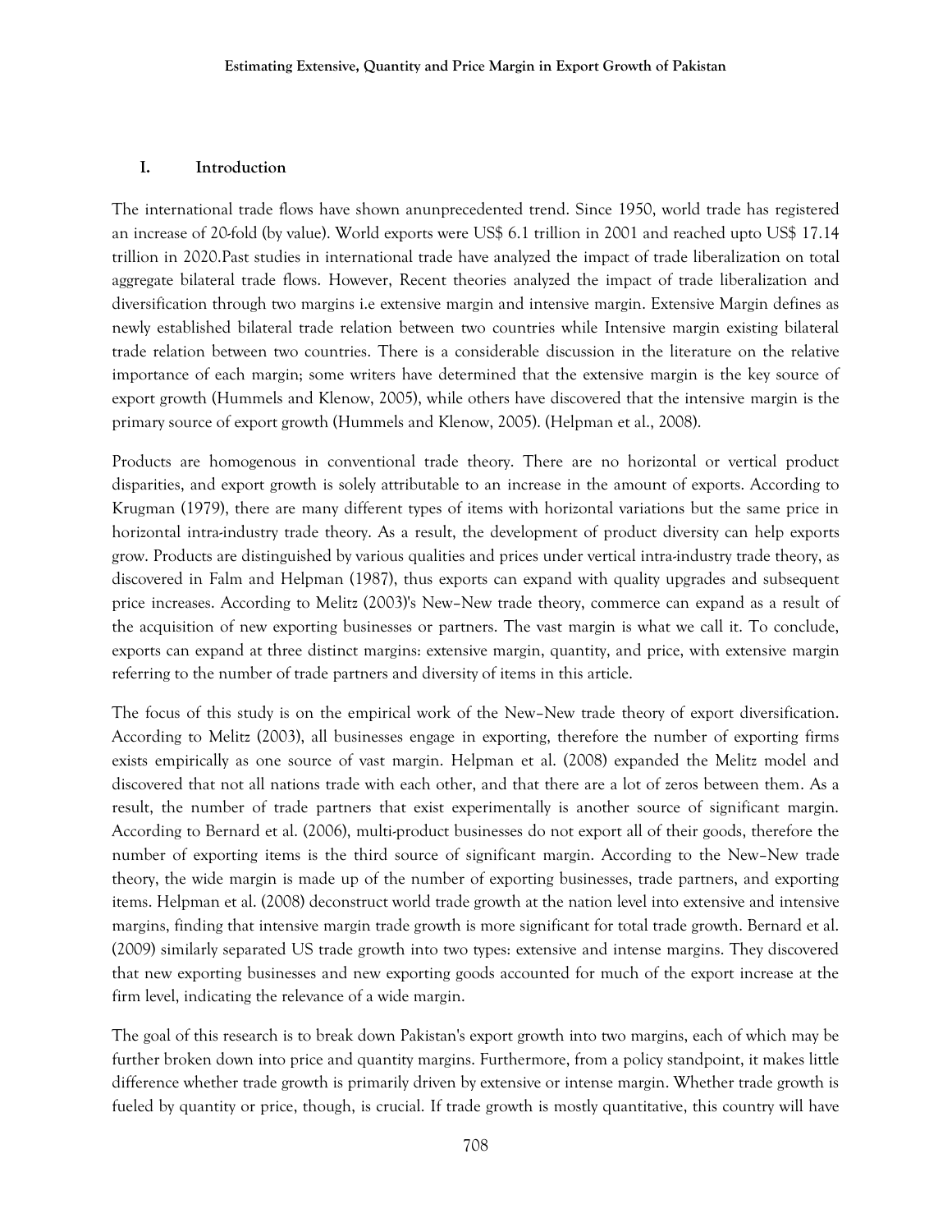## I. Introduction

The international trade flows have shown anunprecedented trend. Since 1950, world trade has registered an increase of 20-fold (by value). World exports were US$ 6.1 trillion in 2001 and reached upto US$ 17.14 trillion in 2020.Past studies in international trade have analyzed the impact of trade liberalization on total aggregate bilateral trade flows. However, Recent theories analyzed the impact of trade liberalization and diversification through two margins i.e extensive margin and intensive margin. Extensive Margin defines as newly established bilateral trade relation between two countries while Intensive margin existing bilateral trade relation between two countries. There is a considerable discussion in the literature on the relative importance of each margin; some writers have determined that the extensive margin is the key source of export growth (Hummels and Klenow, 2005), while others have discovered that the intensive margin is the primary source of export growth (Hummels and Klenow, 2005). (Helpman et al., 2008).

Products are homogenous in conventional trade theory. There are no horizontal or vertical product disparities, and export growth is solely attributable to an increase in the amount of exports. According to Krugman (1979), there are many different types of items with horizontal variations but the same price in horizontal intra-industry trade theory. As a result, the development of product diversity can help exports grow. Products are distinguished by various qualities and prices under vertical intra-industry trade theory, as discovered in Falm and Helpman (1987), thus exports can expand with quality upgrades and subsequent price increases. According to Melitz (2003)'s New–New trade theory, commerce can expand as a result of the acquisition of new exporting businesses or partners. The vast margin is what we call it. To conclude, exports can expand at three distinct margins: extensive margin, quantity, and price, with extensive margin referring to the number of trade partners and diversity of items in this article.

The focus of this study is on the empirical work of the New–New trade theory of export diversification. According to Melitz (2003), all businesses engage in exporting, therefore the number of exporting firms exists empirically as one source of vast margin. Helpman et al. (2008) expanded the Melitz model and discovered that not all nations trade with each other, and that there are a lot of zeros between them. As a result, the number of trade partners that exist experimentally is another source of significant margin. According to Bernard et al. (2006), multi-product businesses do not export all of their goods, therefore the number of exporting items is the third source of significant margin. According to the New–New trade theory, the wide margin is made up of the number of exporting businesses, trade partners, and exporting items. Helpman et al. (2008) deconstruct world trade growth at the nation level into extensive and intensive margins, finding that intensive margin trade growth is more significant for total trade growth. Bernard et al. (2009) similarly separated US trade growth into two types: extensive and intense margins. They discovered that new exporting businesses and new exporting goods accounted for much of the export increase at the firm level, indicating the relevance of a wide margin.

The goal of this research is to break down Pakistan's export growth into two margins, each of which may be further broken down into price and quantity margins. Furthermore, from a policy standpoint, it makes little difference whether trade growth is primarily driven by extensive or intense margin. Whether trade growth is fueled by quantity or price, though, is crucial. If trade growth is mostly quantitative, this country will have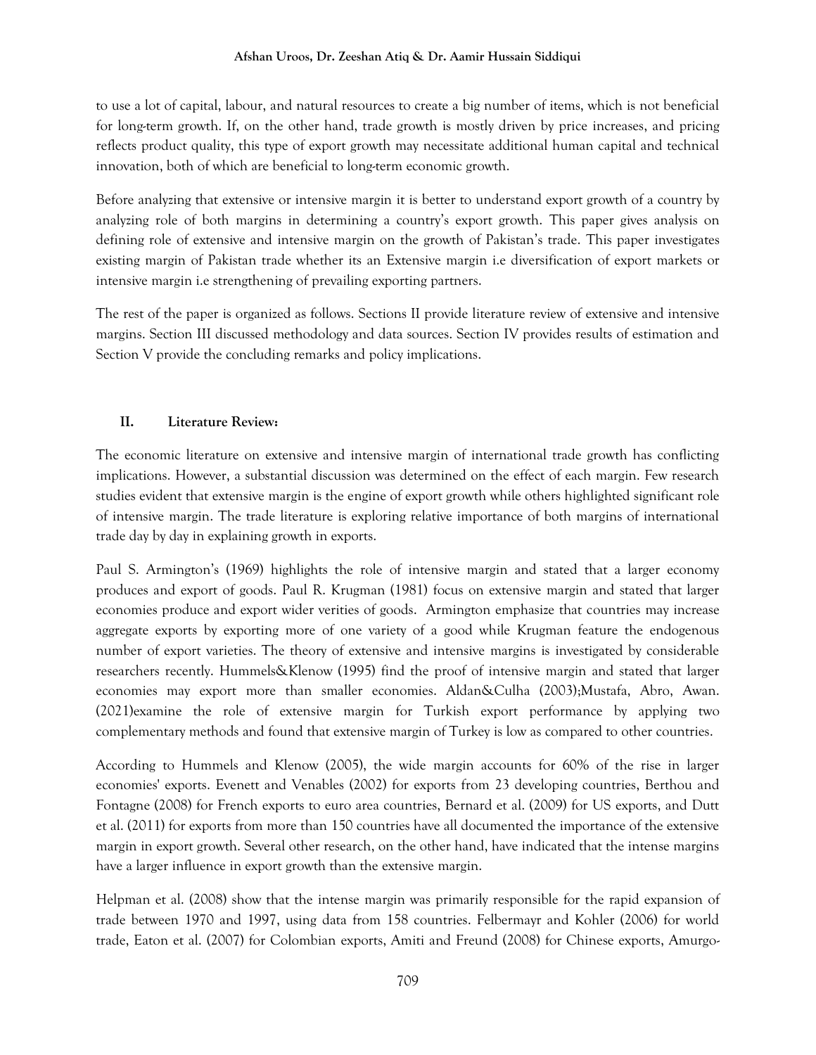to use a lot of capital, labour, and natural resources to create a big number of items, which is not beneficial for long-term growth. If, on the other hand, trade growth is mostly driven by price increases, and pricing reflects product quality, this type of export growth may necessitate additional human capital and technical innovation, both of which are beneficial to long-term economic growth.

Before analyzing that extensive or intensive margin it is better to understand export growth of a country by analyzing role of both margins in determining a country's export growth. This paper gives analysis on defining role of extensive and intensive margin on the growth of Pakistan's trade. This paper investigates existing margin of Pakistan trade whether its an Extensive margin i.e diversification of export markets or intensive margin i.e strengthening of prevailing exporting partners.

The rest of the paper is organized as follows. Sections II provide literature review of extensive and intensive margins. Section III discussed methodology and data sources. Section IV provides results of estimation and Section V provide the concluding remarks and policy implications.

## II. Literature Review:

The economic literature on extensive and intensive margin of international trade growth has conflicting implications. However, a substantial discussion was determined on the effect of each margin. Few research studies evident that extensive margin is the engine of export growth while others highlighted significant role of intensive margin. The trade literature is exploring relative importance of both margins of international trade day by day in explaining growth in exports.

Paul S. Armington's (1969) highlights the role of intensive margin and stated that a larger economy produces and export of goods. Paul R. Krugman (1981) focus on extensive margin and stated that larger economies produce and export wider verities of goods. Armington emphasize that countries may increase aggregate exports by exporting more of one variety of a good while Krugman feature the endogenous number of export varieties. The theory of extensive and intensive margins is investigated by considerable researchers recently. Hummels&Klenow (1995) find the proof of intensive margin and stated that larger economies may export more than smaller economies. Aldan&Culha (2003);Mustafa, Abro, Awan. (2021)examine the role of extensive margin for Turkish export performance by applying two complementary methods and found that extensive margin of Turkey is low as compared to other countries.

According to Hummels and Klenow (2005), the wide margin accounts for 60% of the rise in larger economies' exports. Evenett and Venables (2002) for exports from 23 developing countries, Berthou and Fontagne (2008) for French exports to euro area countries, Bernard et al. (2009) for US exports, and Dutt et al. (2011) for exports from more than 150 countries have all documented the importance of the extensive margin in export growth. Several other research, on the other hand, have indicated that the intense margins have a larger influence in export growth than the extensive margin.

Helpman et al. (2008) show that the intense margin was primarily responsible for the rapid expansion of trade between 1970 and 1997, using data from 158 countries. Felbermayr and Kohler (2006) for world trade, Eaton et al. (2007) for Colombian exports, Amiti and Freund (2008) for Chinese exports, Amurgo-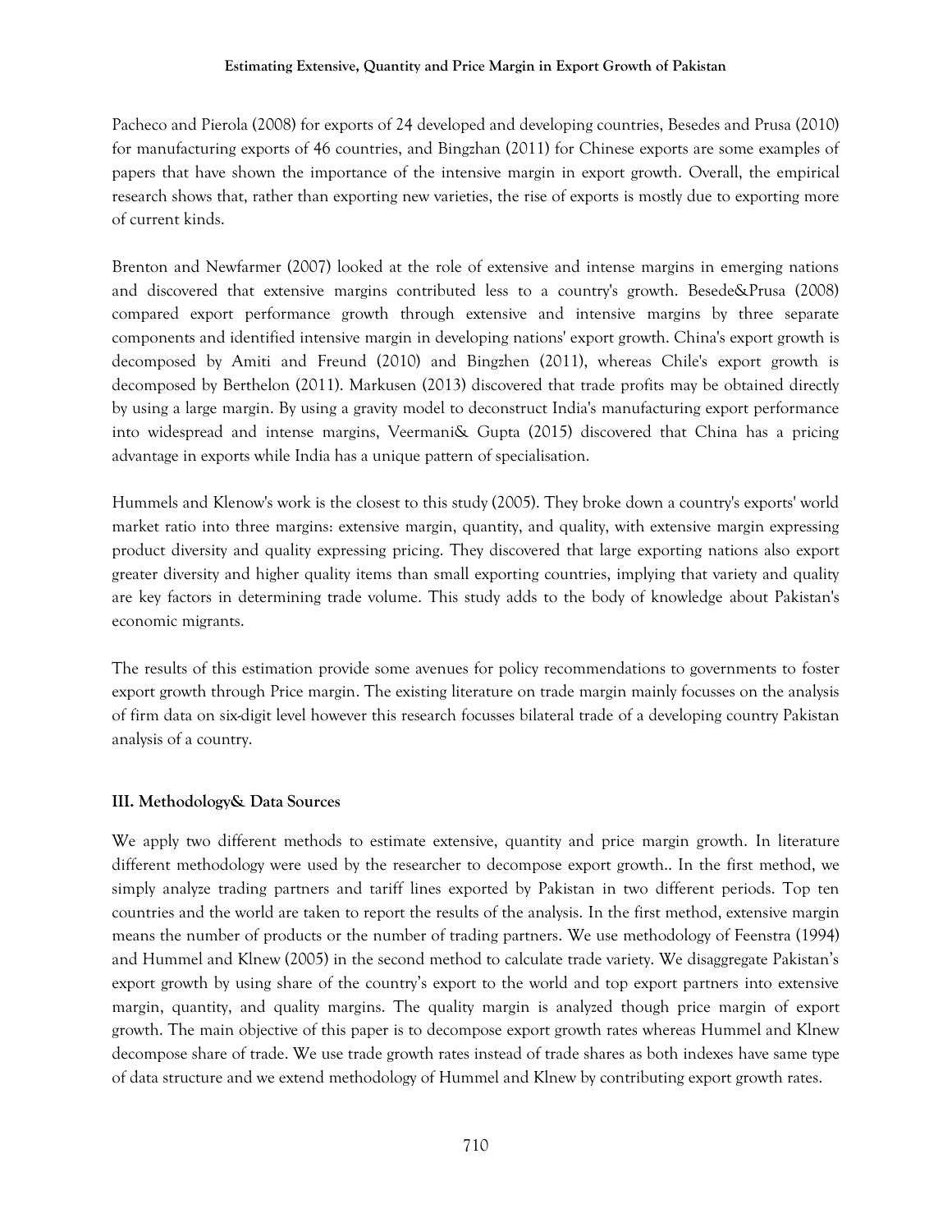Pacheco and Pierola (2008) for exports of 24 developed and developing countries, Besedes and Prusa (2010) for manufacturing exports of 46 countries, and Bingzhan (2011) for Chinese exports are some examples of papers that have shown the importance of the intensive margin in export growth. Overall, the empirical research shows that, rather than exporting new varieties, the rise of exports is mostly due to exporting more of current kinds.

Brenton and Newfarmer (2007) looked at the role of extensive and intense margins in emerging nations and discovered that extensive margins contributed less to a country's growth. Besede&Prusa (2008) compared export performance growth through extensive and intensive margins by three separate components and identified intensive margin in developing nations' export growth. China's export growth is decomposed by Amiti and Freund (2010) and Bingzhen (2011), whereas Chile's export growth is decomposed by Berthelon (2011). Markusen (2013) discovered that trade profits may be obtained directly by using a large margin. By using a gravity model to deconstruct India's manufacturing export performance into widespread and intense margins, Veermani& Gupta (2015) discovered that China has a pricing advantage in exports while India has a unique pattern of specialisation.

Hummels and Klenow's work is the closest to this study (2005). They broke down a country's exports' world market ratio into three margins: extensive margin, quantity, and quality, with extensive margin expressing product diversity and quality expressing pricing. They discovered that large exporting nations also export greater diversity and higher quality items than small exporting countries, implying that variety and quality are key factors in determining trade volume. This study adds to the body of knowledge about Pakistan's economic migrants.

The results of this estimation provide some avenues for policy recommendations to governments to foster export growth through Price margin. The existing literature on trade margin mainly focusses on the analysis of firm data on six-digit level however this research focusses bilateral trade of a developing country Pakistan analysis of a country.

### III. Methodology& Data Sources

We apply two different methods to estimate extensive, quantity and price margin growth. In literature different methodology were used by the researcher to decompose export growth.. In the first method, we simply analyze trading partners and tariff lines exported by Pakistan in two different periods. Top ten countries and the world are taken to report the results of the analysis. In the first method, extensive margin means the number of products or the number of trading partners. We use methodology of Feenstra (1994) and Hummel and Klnew (2005) in the second method to calculate trade variety. We disaggregate Pakistan's export growth by using share of the country's export to the world and top export partners into extensive margin, quantity, and quality margins. The quality margin is analyzed though price margin of export growth. The main objective of this paper is to decompose export growth rates whereas Hummel and Klnew decompose share of trade. We use trade growth rates instead of trade shares as both indexes have same type of data structure and we extend methodology of Hummel and Klnew by contributing export growth rates.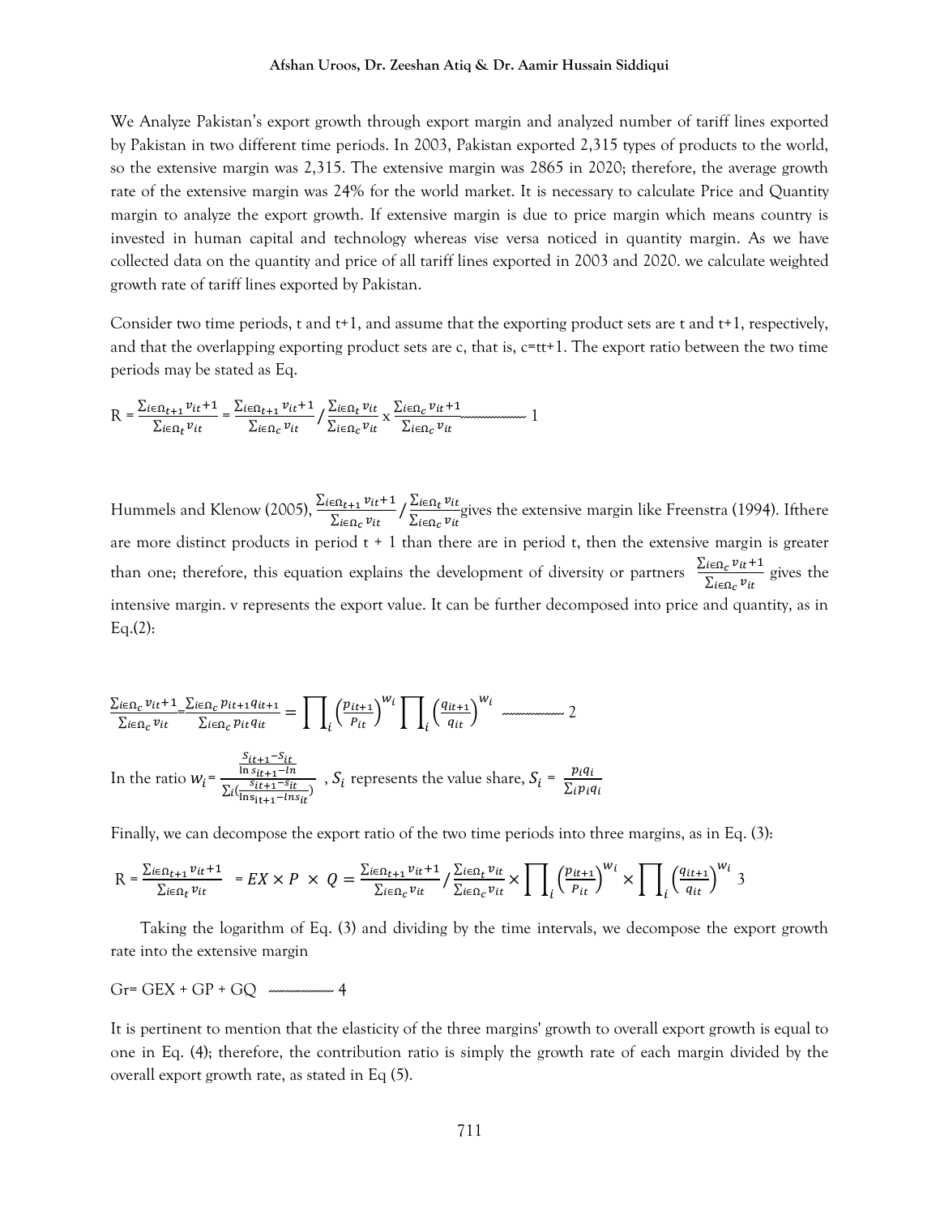We Analyze Pakistan's export growth through export margin and analyzed number of tariff lines exported by Pakistan in two different time periods. In 2003, Pakistan exported 2,315 types of products to the world, so the extensive margin was 2,315. The extensive margin was 2865 in 2020; therefore, the average growth rate of the extensive margin was 24% for the world market. It is necessary to calculate Price and Quantity margin to analyze the export growth. If extensive margin is due to price margin which means country is invested in human capital and technology whereas vise versa noticed in quantity margin. As we have collected data on the quantity and price of all tariff lines exported in 2003 and 2020. we calculate weighted growth rate of tariff lines exported by Pakistan.

Consider two time periods, t and t+1, and assume that the exporting product sets are t and t+1, respectively, and that the overlapping exporting product sets are c, that is, c=tt+1. The export ratio between the two time periods may be stated as Eq.

$$R = \frac{\sum_{i\in\Omega_{t+1}} v_{it}+1}{\sum_{i\in\Omega_t} v_{it}} = \frac{\sum_{i\in\Omega_{t+1}} v_{it}+1}{\sum_{i\in\Omega_c} v_{it}} \Big/ \frac{\sum_{i\in\Omega_t} v_{it}}{\sum_{i\in\Omega_c} v_{it}} \times \frac{\sum_{i\in\Omega_c} v_{it}+1}{\sum_{i\in\Omega_c} v_{it}} \quad \text{-------- } 1$$

Hummels and Klenow (2005), $\frac{\sum_{i\in\Omega_{t+1}} v_{it}+1}{\sum_{i\in\Omega_c} v_{it}} \Big/ \frac{\sum_{i\in\Omega_t} v_{it}}{\sum_{i\in\Omega_c} v_{it}}$ gives the extensive margin like Freenstra (1994). Ifthere are more distinct products in period t + 1 than there are in period t, then the extensive margin is greater than one; therefore, this equation explains the development of diversity or partners $\frac{\sum_{i\in\Omega_c} v_{it}+1}{\sum_{i\in\Omega_c} v_{it}}$ gives the intensive margin. v represents the export value. It can be further decomposed into price and quantity, as in Eq.(2):

$$\frac{\sum_{i\in\Omega_c} v_{it}+1}{\sum_{i\in\Omega_c} v_{it}} = \frac{\sum_{i\in\Omega_c} p_{it+1}q_{it+1}}{\sum_{i\in\Omega_c} p_{it}q_{it}} = \prod_i \left(\frac{p_{it+1}}{P_{it}}\right)^{w_i} \prod_i \left(\frac{q_{it+1}}{q_{it}}\right)^{w_i} \quad \text{-------- } 2$$

In the ratio $w_i = \frac{\frac{S_{it+1}-S_{it}}{\ln s_{it+1}-ln}}{\sum_i\left(\frac{s_{it+1}-s_{it}}{\ln s_{it+1}-ln s_{it}}\right)}$ , $S_i$ represents the value share, $S_i = \frac{p_i q_i}{\sum_i p_i q_i}$

Finally, we can decompose the export ratio of the two time periods into three margins, as in Eq. (3):

$$R = \frac{\sum_{i\in\Omega_{t+1}} v_{it}+1}{\sum_{i\in\Omega_t} v_{it}} = EX \times P \times Q = \frac{\sum_{i\in\Omega_{t+1}} v_{it}+1}{\sum_{i\in\Omega_c} v_{it}} \Big/ \frac{\sum_{i\in\Omega_t} v_{it}}{\sum_{i\in\Omega_c} v_{it}} \times \prod_i \left(\frac{p_{it+1}}{P_{it}}\right)^{w_i} \times \prod_i \left(\frac{q_{it+1}}{q_{it}}\right)^{w_i} \quad 3$$

Taking the logarithm of Eq. (3) and dividing by the time intervals, we decompose the export growth rate into the extensive margin

$$Gr = GEX + GP + GQ \quad \text{-------- } 4$$

It is pertinent to mention that the elasticity of the three margins' growth to overall export growth is equal to one in Eq. (4); therefore, the contribution ratio is simply the growth rate of each margin divided by the overall export growth rate, as stated in Eq (5).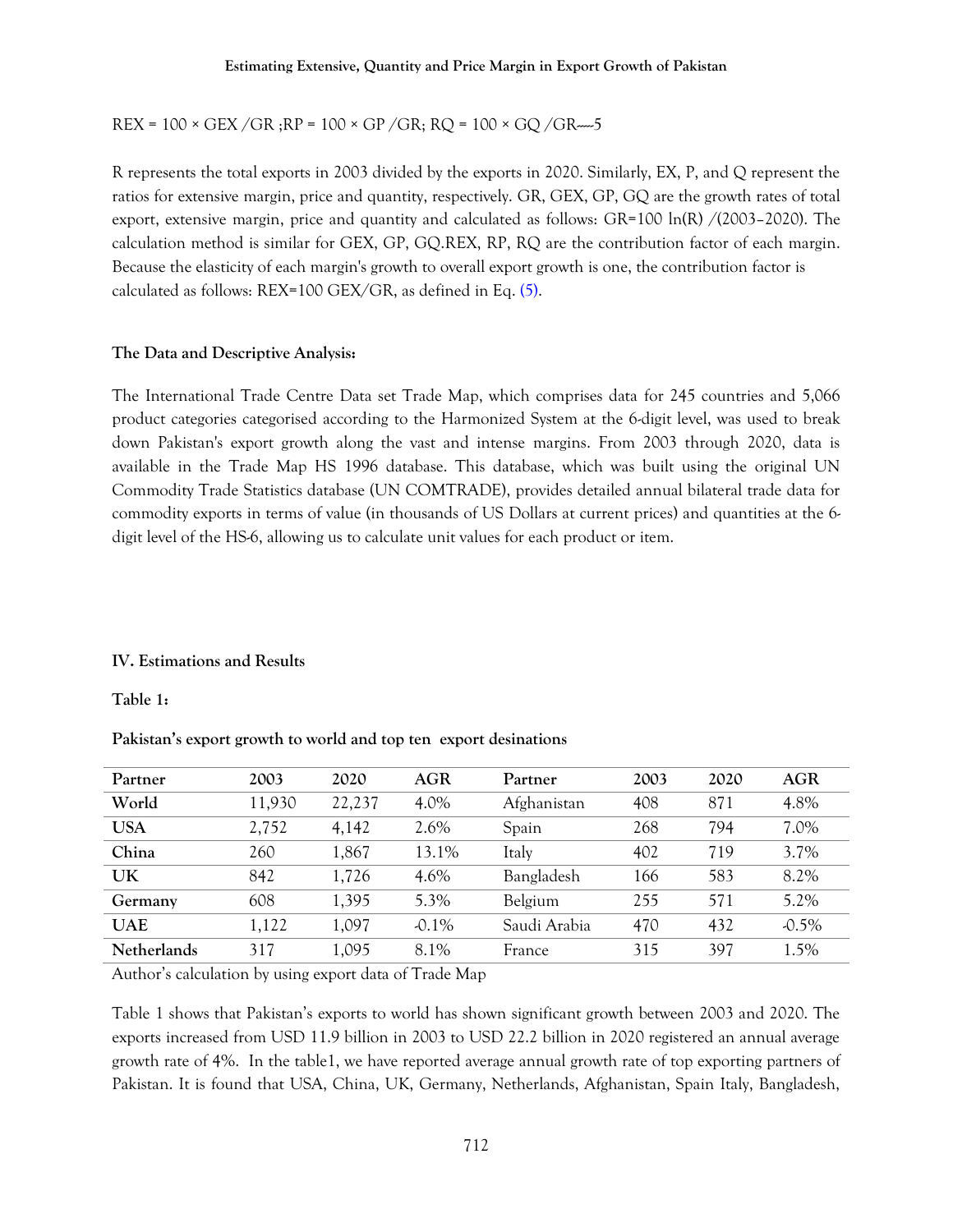$REX = 100 \times GEX / GR$ ; $RP = 100 \times GP / GR$ ; $RQ = 100 \times GQ / GR$-----5

R represents the total exports in 2003 divided by the exports in 2020. Similarly, EX, P, and Q represent the ratios for extensive margin, price and quantity, respectively. GR, GEX, GP, GQ are the growth rates of total export, extensive margin, price and quantity and calculated as follows: $GR=100 \ln(R) /(2003–2020)$. The calculation method is similar for GEX, GP, GQ.REX, RP, RQ are the contribution factor of each margin. Because the elasticity of each margin's growth to overall export growth is one, the contribution factor is calculated as follows: $REX=100 GEX/GR$, as defined in Eq. (5).

**The Data and Descriptive Analysis:**

The International Trade Centre Data set Trade Map, which comprises data for 245 countries and 5,066 product categories categorised according to the Harmonized System at the 6-digit level, was used to break down Pakistan's export growth along the vast and intense margins. From 2003 through 2020, data is available in the Trade Map HS 1996 database. This database, which was built using the original UN Commodity Trade Statistics database (UN COMTRADE), provides detailed annual bilateral trade data for commodity exports in terms of value (in thousands of US Dollars at current prices) and quantities at the 6-digit level of the HS-6, allowing us to calculate unit values for each product or item.

## IV. Estimations and Results

**Table 1:**

**Pakistan's export growth to world and top ten export desinations**

| Partner | 2003 | 2020 | AGR | Partner | 2003 | 2020 | AGR |
|---|---|---|---|---|---|---|---|
| **World** | 11,930 | 22,237 | 4.0% | Afghanistan | 408 | 871 | 4.8% |
| **USA** | 2,752 | 4,142 | 2.6% | Spain | 268 | 794 | 7.0% |
| **China** | 260 | 1,867 | 13.1% | Italy | 402 | 719 | 3.7% |
| **UK** | 842 | 1,726 | 4.6% | Bangladesh | 166 | 583 | 8.2% |
| **Germany** | 608 | 1,395 | 5.3% | Belgium | 255 | 571 | 5.2% |
| **UAE** | 1,122 | 1,097 | -0.1% | Saudi Arabia | 470 | 432 | -0.5% |
| **Netherlands** | 317 | 1,095 | 8.1% | France | 315 | 397 | 1.5% |

Author's calculation by using export data of Trade Map

Table 1 shows that Pakistan's exports to world has shown significant growth between 2003 and 2020. The exports increased from USD 11.9 billion in 2003 to USD 22.2 billion in 2020 registered an annual average growth rate of 4%. In the table1, we have reported average annual growth rate of top exporting partners of Pakistan. It is found that USA, China, UK, Germany, Netherlands, Afghanistan, Spain Italy, Bangladesh,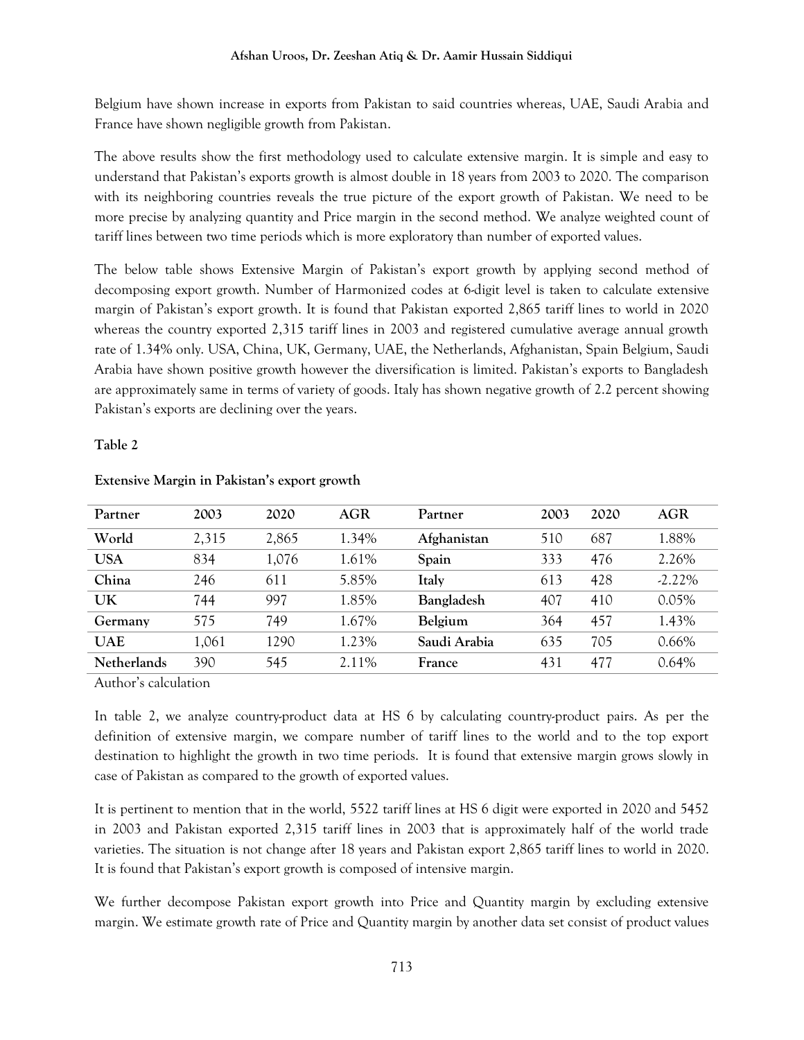Belgium have shown increase in exports from Pakistan to said countries whereas, UAE, Saudi Arabia and France have shown negligible growth from Pakistan.

The above results show the first methodology used to calculate extensive margin. It is simple and easy to understand that Pakistan's exports growth is almost double in 18 years from 2003 to 2020. The comparison with its neighboring countries reveals the true picture of the export growth of Pakistan. We need to be more precise by analyzing quantity and Price margin in the second method. We analyze weighted count of tariff lines between two time periods which is more exploratory than number of exported values.

The below table shows Extensive Margin of Pakistan's export growth by applying second method of decomposing export growth. Number of Harmonized codes at 6-digit level is taken to calculate extensive margin of Pakistan's export growth. It is found that Pakistan exported 2,865 tariff lines to world in 2020 whereas the country exported 2,315 tariff lines in 2003 and registered cumulative average annual growth rate of 1.34% only. USA, China, UK, Germany, UAE, the Netherlands, Afghanistan, Spain Belgium, Saudi Arabia have shown positive growth however the diversification is limited. Pakistan's exports to Bangladesh are approximately same in terms of variety of goods. Italy has shown negative growth of 2.2 percent showing Pakistan's exports are declining over the years.

**Table 2**

**Extensive Margin in Pakistan's export growth**

| Partner | 2003 | 2020 | AGR | Partner | 2003 | 2020 | AGR |
|---|---|---|---|---|---|---|---|
| **World** | 2,315 | 2,865 | 1.34% | **Afghanistan** | 510 | 687 | 1.88% |
| **USA** | 834 | 1,076 | 1.61% | **Spain** | 333 | 476 | 2.26% |
| **China** | 246 | 611 | 5.85% | **Italy** | 613 | 428 | -2.22% |
| **UK** | 744 | 997 | 1.85% | **Bangladesh** | 407 | 410 | 0.05% |
| **Germany** | 575 | 749 | 1.67% | **Belgium** | 364 | 457 | 1.43% |
| **UAE** | 1,061 | 1290 | 1.23% | **Saudi Arabia** | 635 | 705 | 0.66% |
| **Netherlands** | 390 | 545 | 2.11% | **France** | 431 | 477 | 0.64% |

Author's calculation

In table 2, we analyze country-product data at HS 6 by calculating country-product pairs. As per the definition of extensive margin, we compare number of tariff lines to the world and to the top export destination to highlight the growth in two time periods. It is found that extensive margin grows slowly in case of Pakistan as compared to the growth of exported values.

It is pertinent to mention that in the world, 5522 tariff lines at HS 6 digit were exported in 2020 and 5452 in 2003 and Pakistan exported 2,315 tariff lines in 2003 that is approximately half of the world trade varieties. The situation is not change after 18 years and Pakistan export 2,865 tariff lines to world in 2020. It is found that Pakistan's export growth is composed of intensive margin.

We further decompose Pakistan export growth into Price and Quantity margin by excluding extensive margin. We estimate growth rate of Price and Quantity margin by another data set consist of product values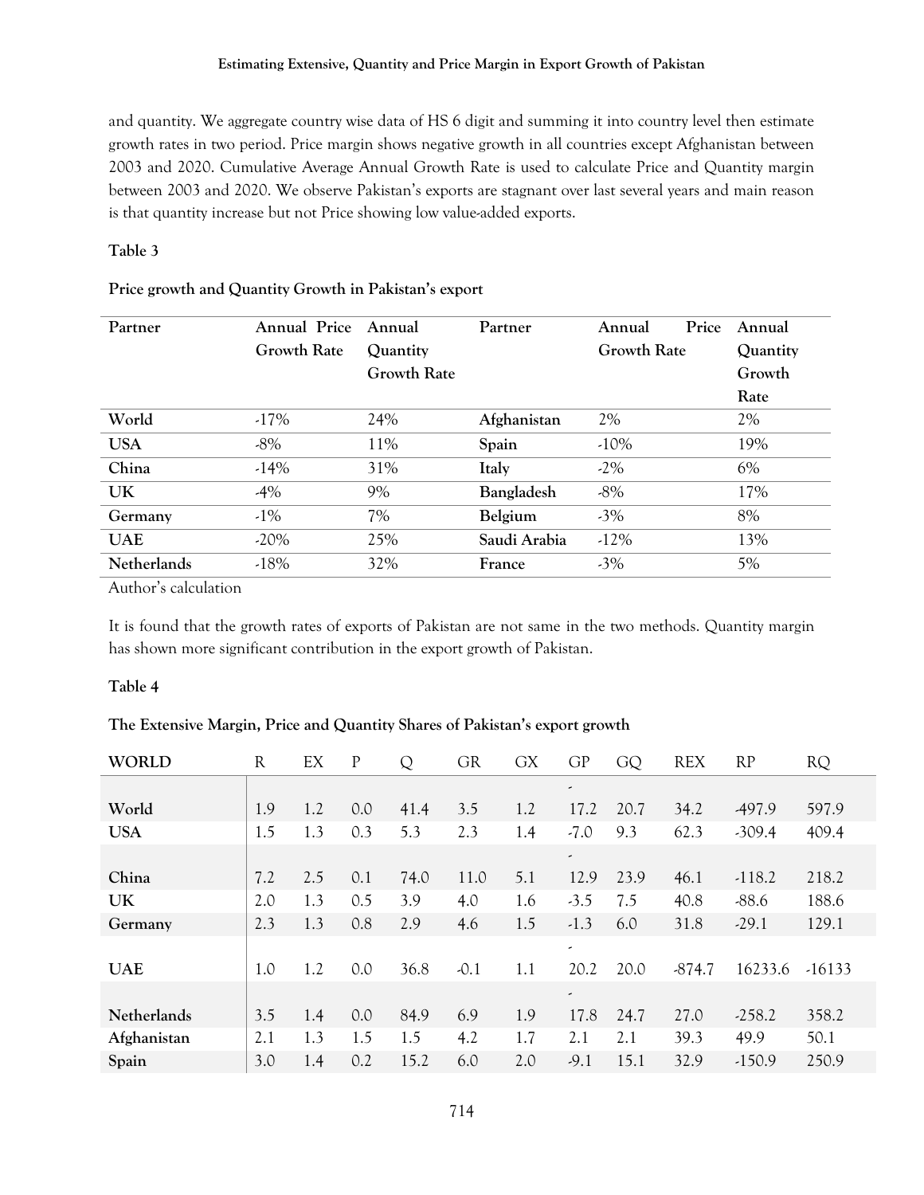and quantity. We aggregate country wise data of HS 6 digit and summing it into country level then estimate growth rates in two period. Price margin shows negative growth in all countries except Afghanistan between 2003 and 2020. Cumulative Average Annual Growth Rate is used to calculate Price and Quantity margin between 2003 and 2020. We observe Pakistan's exports are stagnant over last several years and main reason is that quantity increase but not Price showing low value-added exports.

**Table 3**

**Price growth and Quantity Growth in Pakistan's export**

| Partner | Annual Price Growth Rate | Annual Quantity Growth Rate | Partner | Annual Price Growth Rate | Annual Quantity Growth Rate |
|---|---|---|---|---|---|
| **World** | -17% | 24% | **Afghanistan** | 2% | 2% |
| **USA** | -8% | 11% | **Spain** | -10% | 19% |
| **China** | -14% | 31% | **Italy** | -2% | 6% |
| **UK** | -4% | 9% | **Bangladesh** | -8% | 17% |
| **Germany** | -1% | 7% | **Belgium** | -3% | 8% |
| **UAE** | -20% | 25% | **Saudi Arabia** | -12% | 13% |
| **Netherlands** | -18% | 32% | **France** | -3% | 5% |

Author's calculation

It is found that the growth rates of exports of Pakistan are not same in the two methods. Quantity margin has shown more significant contribution in the export growth of Pakistan.

**Table 4**

**The Extensive Margin, Price and Quantity Shares of Pakistan's export growth**

| WORLD | R | EX | P | Q | GR | GX | GP | GQ | REX | RP | RQ |
|---|---|---|---|---|---|---|---|---|---|---|---|
| **World** | 1.9 | 1.2 | 0.0 | 41.4 | 3.5 | 1.2 | -17.2 | 20.7 | 34.2 | -497.9 | 597.9 |
| **USA** | 1.5 | 1.3 | 0.3 | 5.3 | 2.3 | 1.4 | -7.0 | 9.3 | 62.3 | -309.4 | 409.4 |
| **China** | 7.2 | 2.5 | 0.1 | 74.0 | 11.0 | 5.1 | -12.9 | 23.9 | 46.1 | -118.2 | 218.2 |
| **UK** | 2.0 | 1.3 | 0.5 | 3.9 | 4.0 | 1.6 | -3.5 | 7.5 | 40.8 | -88.6 | 188.6 |
| **Germany** | 2.3 | 1.3 | 0.8 | 2.9 | 4.6 | 1.5 | -1.3 | 6.0 | 31.8 | -29.1 | 129.1 |
| **UAE** | 1.0 | 1.2 | 0.0 | 36.8 | -0.1 | 1.1 | -20.2 | 20.0 | -874.7 | 16233.6 | -16133 |
| **Netherlands** | 3.5 | 1.4 | 0.0 | 84.9 | 6.9 | 1.9 | -17.8 | 24.7 | 27.0 | -258.2 | 358.2 |
| **Afghanistan** | 2.1 | 1.3 | 1.5 | 1.5 | 4.2 | 1.7 | 2.1 | 2.1 | 39.3 | 49.9 | 50.1 |
| **Spain** | 3.0 | 1.4 | 0.2 | 15.2 | 6.0 | 2.0 | -9.1 | 15.1 | 32.9 | -150.9 | 250.9 |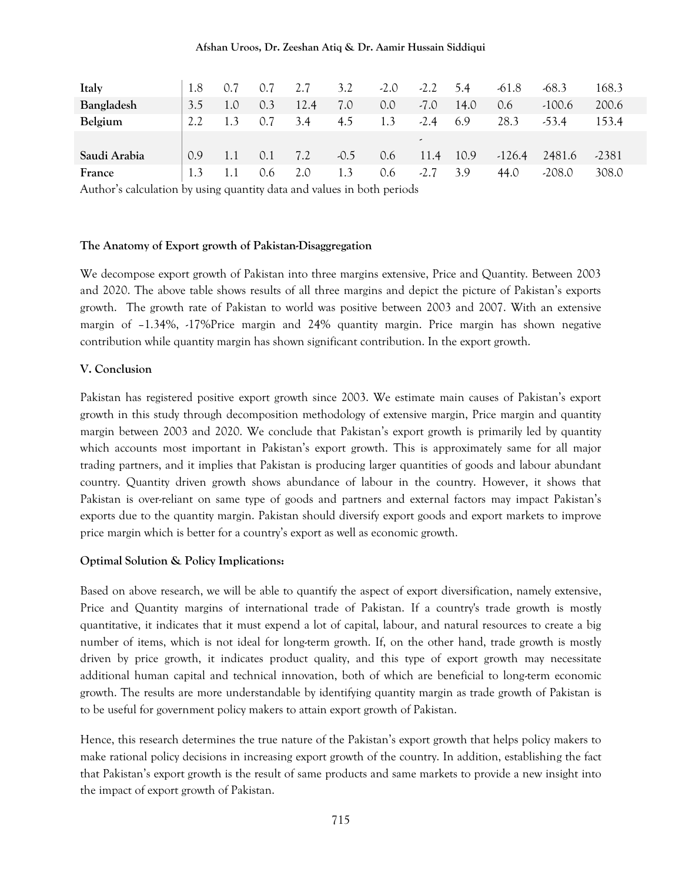| | | | | | | | | | | | |
|---|---|---|---|---|---|---|---|---|---|---|---|
| **Italy** | 1.8 | 0.7 | 0.7 | 2.7 | 3.2 | -2.0 | -2.2 | 5.4 | -61.8 | -68.3 | 168.3 |
| **Bangladesh** | 3.5 | 1.0 | 0.3 | 12.4 | 7.0 | 0.0 | -7.0 | 14.0 | 0.6 | -100.6 | 200.6 |
| **Belgium** | 2.2 | 1.3 | 0.7 | 3.4 | 4.5 | 1.3 | -2.4 | 6.9 | 28.3 | -53.4 | 153.4 |
| **Saudi Arabia** | 0.9 | 1.1 | 0.1 | 7.2 | -0.5 | 0.6 | -11.4 | 10.9 | -126.4 | 2481.6 | -2381 |
| **France** | 1.3 | 1.1 | 0.6 | 2.0 | 1.3 | 0.6 | -2.7 | 3.9 | 44.0 | -208.0 | 308.0 |

Author's calculation by using quantity data and values in both periods

**The Anatomy of Export growth of Pakistan-Disaggregation**

We decompose export growth of Pakistan into three margins extensive, Price and Quantity. Between 2003 and 2020. The above table shows results of all three margins and depict the picture of Pakistan's exports growth. The growth rate of Pakistan to world was positive between 2003 and 2007. With an extensive margin of –1.34%, -17%Price margin and 24% quantity margin. Price margin has shown negative contribution while quantity margin has shown significant contribution. In the export growth.

## V. Conclusion

Pakistan has registered positive export growth since 2003. We estimate main causes of Pakistan's export growth in this study through decomposition methodology of extensive margin, Price margin and quantity margin between 2003 and 2020. We conclude that Pakistan's export growth is primarily led by quantity which accounts most important in Pakistan's export growth. This is approximately same for all major trading partners, and it implies that Pakistan is producing larger quantities of goods and labour abundant country. Quantity driven growth shows abundance of labour in the country. However, it shows that Pakistan is over-reliant on same type of goods and partners and external factors may impact Pakistan's exports due to the quantity margin. Pakistan should diversify export goods and export markets to improve price margin which is better for a country's export as well as economic growth.

**Optimal Solution & Policy Implications:**

Based on above research, we will be able to quantify the aspect of export diversification, namely extensive, Price and Quantity margins of international trade of Pakistan. If a country's trade growth is mostly quantitative, it indicates that it must expend a lot of capital, labour, and natural resources to create a big number of items, which is not ideal for long-term growth. If, on the other hand, trade growth is mostly driven by price growth, it indicates product quality, and this type of export growth may necessitate additional human capital and technical innovation, both of which are beneficial to long-term economic growth. The results are more understandable by identifying quantity margin as trade growth of Pakistan is to be useful for government policy makers to attain export growth of Pakistan.

Hence, this research determines the true nature of the Pakistan's export growth that helps policy makers to make rational policy decisions in increasing export growth of the country. In addition, establishing the fact that Pakistan's export growth is the result of same products and same markets to provide a new insight into the impact of export growth of Pakistan.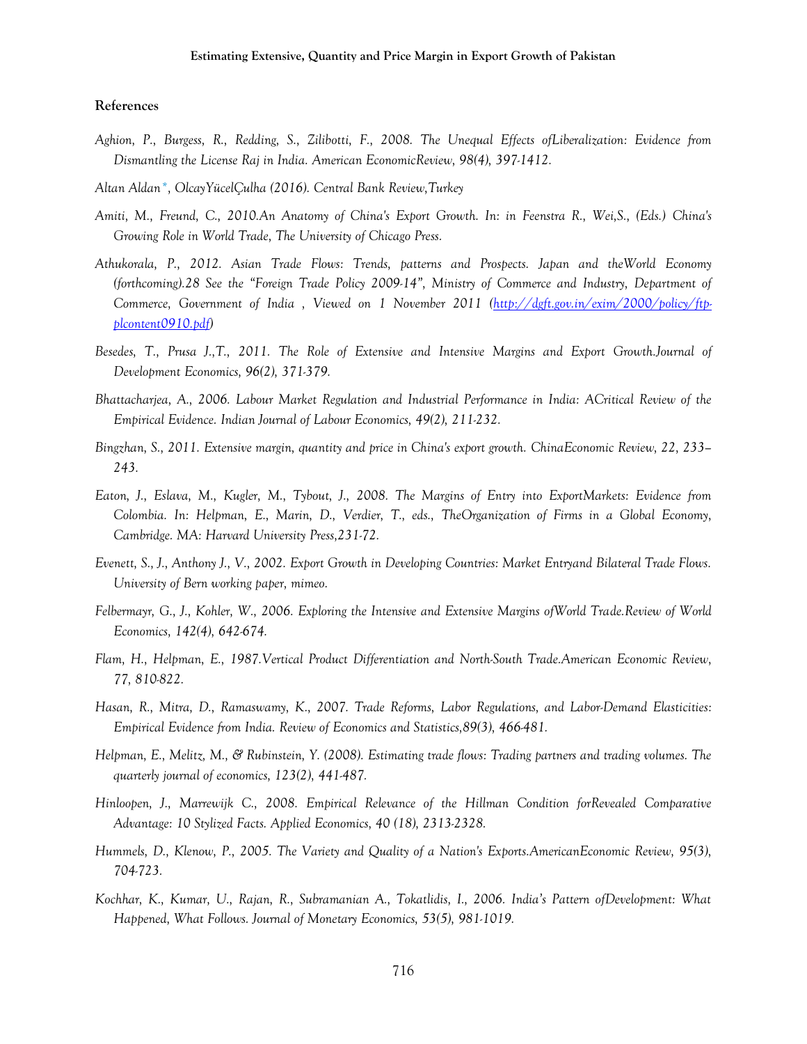## References

*Aghion, P., Burgess, R., Redding, S., Zilibotti, F., 2008. The Unequal Effects ofLiberalization: Evidence from Dismantling the License Raj in India. American EconomicReview, 98(4), 397-1412.*

*Altan Aldan*, OlcayYücelÇulha (2016). Central Bank Review,Turkey*

*Amiti, M., Freund, C., 2010.An Anatomy of China's Export Growth. In: in Feenstra R., Wei,S., (Eds.) China's Growing Role in World Trade, The University of Chicago Press.*

*Athukorala, P., 2012. Asian Trade Flows: Trends, patterns and Prospects. Japan and theWorld Economy (forthcoming).28 See the "Foreign Trade Policy 2009-14", Ministry of Commerce and Industry, Department of Commerce, Government of India , Viewed on 1 November 2011 ([http://dgft.gov.in/exim/2000/policy/ftp-plcontent0910.pdf](http://dgft.gov.in/exim/2000/policy/ftp-plcontent0910.pdf))*

*Besedes, T., Prusa J.,T., 2011. The Role of Extensive and Intensive Margins and Export Growth.Journal of Development Economics, 96(2), 371-379.*

*Bhattacharjea, A., 2006. Labour Market Regulation and Industrial Performance in India: ACritical Review of the Empirical Evidence. Indian Journal of Labour Economics, 49(2), 211-232.*

*Bingzhan, S., 2011. Extensive margin, quantity and price in China's export growth. ChinaEconomic Review, 22, 233–243.*

*Eaton, J., Eslava, M., Kugler, M., Tybout, J., 2008. The Margins of Entry into ExportMarkets: Evidence from Colombia. In: Helpman, E., Marin, D., Verdier, T., eds., TheOrganization of Firms in a Global Economy, Cambridge. MA: Harvard University Press,231-72.*

*Evenett, S., J., Anthony J., V., 2002. Export Growth in Developing Countries: Market Entryand Bilateral Trade Flows. University of Bern working paper, mimeo.*

*Felbermayr, G., J., Kohler, W., 2006. Exploring the Intensive and Extensive Margins ofWorld Trade.Review of World Economics, 142(4), 642-674.*

*Flam, H., Helpman, E., 1987.Vertical Product Differentiation and North-South Trade.American Economic Review, 77, 810-822.*

*Hasan, R., Mitra, D., Ramaswamy, K., 2007. Trade Reforms, Labor Regulations, and Labor-Demand Elasticities: Empirical Evidence from India. Review of Economics and Statistics,89(3), 466-481.*

*Helpman, E., Melitz, M., & Rubinstein, Y. (2008). Estimating trade flows: Trading partners and trading volumes. The quarterly journal of economics, 123(2), 441-487.*

*Hinloopen, J., Marrewijk C., 2008. Empirical Relevance of the Hillman Condition forRevealed Comparative Advantage: 10 Stylized Facts. Applied Economics, 40 (18), 2313-2328.*

*Hummels, D., Klenow, P., 2005. The Variety and Quality of a Nation's Exports.AmericanEconomic Review, 95(3), 704-723.*

*Kochhar, K., Kumar, U., Rajan, R., Subramanian A., Tokatlidis, I., 2006. India's Pattern ofDevelopment: What Happened, What Follows. Journal of Monetary Economics, 53(5), 981-1019.*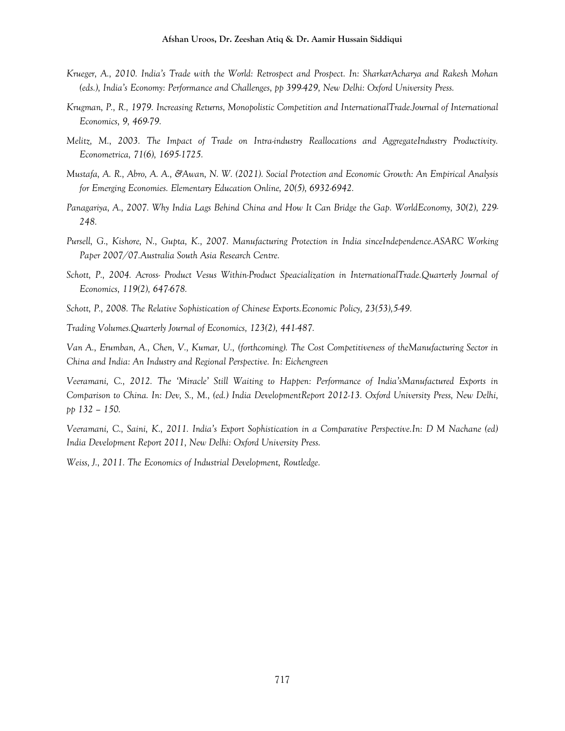*Krueger, A., 2010. India's Trade with the World: Retrospect and Prospect. In: SharkarAcharya and Rakesh Mohan (eds.), India's Economy: Performance and Challenges, pp 399-429, New Delhi: Oxford University Press.*

*Krugman, P., R., 1979. Increasing Returns, Monopolistic Competition and InternationalTrade.Journal of International Economics, 9, 469-79.*

*Melitz, M., 2003. The Impact of Trade on Intra-industry Reallocations and AggregateIndustry Productivity. Econometrica, 71(6), 1695-1725.*

*Mustafa, A. R., Abro, A. A., &Awan, N. W. (2021). Social Protection and Economic Growth: An Empirical Analysis for Emerging Economies. Elementary Education Online, 20(5), 6932-6942.*

*Panagariya, A., 2007. Why India Lags Behind China and How It Can Bridge the Gap. WorldEconomy, 30(2), 229-248.*

*Pursell, G., Kishore, N., Gupta, K., 2007. Manufacturing Protection in India sinceIndependence.ASARC Working Paper 2007/07.Australia South Asia Research Centre.*

*Schott, P., 2004. Across- Product Vesus Within-Product Speacialization in InternationalTrade.Quarterly Journal of Economics, 119(2), 647-678.*

*Schott, P., 2008. The Relative Sophistication of Chinese Exports.Economic Policy, 23(53),5-49.*

*Trading Volumes.Quarterly Journal of Economics, 123(2), 441-487.*

*Van A., Erumban, A., Chen, V., Kumar, U., (forthcoming). The Cost Competitiveness of theManufacturing Sector in China and India: An Industry and Regional Perspective. In: Eichengreen*

*Veeramani, C., 2012. The 'Miracle' Still Waiting to Happen: Performance of India'sManufactured Exports in Comparison to China. In: Dev, S., M., (ed.) India DevelopmentReport 2012-13. Oxford University Press, New Delhi, pp 132 – 150.*

*Veeramani, C., Saini, K., 2011. India's Export Sophistication in a Comparative Perspective.In: D M Nachane (ed) India Development Report 2011, New Delhi: Oxford University Press.*

*Weiss, J., 2011. The Economics of Industrial Development, Routledge.*